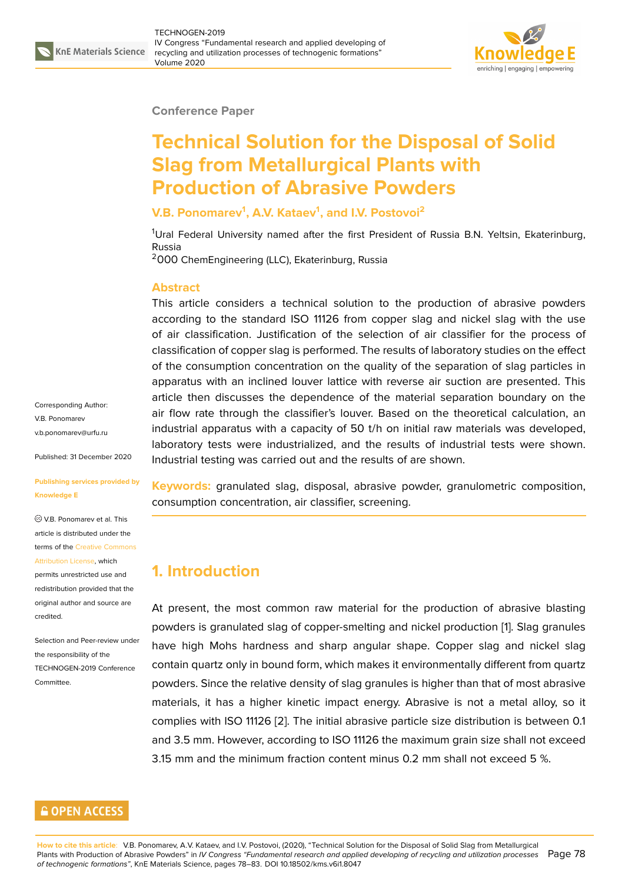Conference Paper

# Technical Solution for the Disposal of Solid Slag from Metallurgical Plants with Production of Abrasive Powders

**V.B. Ponomarev[1], A.V. Kataev[1], and I.V. Postovoi[2]**

[1]Ural Federal University named after the first President of Russia B.N. Yeltsin, Ekaterinburg, Russia
[2]OOO ChemEngineering (LLC), Ekaterinburg, Russia

## Abstract

This article considers a technical solution to the production of abrasive powders according to the standard ISO 11126 from copper slag and nickel slag with the use of air classification. Justification of the selection of air classifier for the process of classification of copper slag is performed. The results of laboratory studies on the effect of the consumption concentration on the quality of the separation of slag particles in apparatus with an inclined louver lattice with reverse air suction are presented. This article then discusses the dependence of the material separation boundary on the air flow rate through the classifier's louver. Based on the theoretical calculation, an industrial apparatus with a capacity of 50 t/h on initial raw materials was developed, laboratory tests were industrialized, and the results of industrial tests were shown. Industrial testing was carried out and the results of are shown.

**Keywords:** granulated slag, disposal, abrasive powder, granulometric composition, consumption concentration, air classifier, screening.

Corresponding Author: V.B. Ponomarev v.b.ponomarev@urfu.ru

Published: 31 December 2020

Publishing services provided by Knowledge E

© V.B. Ponomarev et al. This article is distributed under the terms of the Creative Commons Attribution License, which permits unrestricted use and redistribution provided that the original author and source are credited.

Selection and Peer-review under the responsibility of the TECHNOGEN-2019 Conference Committee.

## 1. Introduction

At present, the most common raw material for the production of abrasive blasting powders is granulated slag of copper-smelting and nickel production [1]. Slag granules have high Mohs hardness and sharp angular shape. Copper slag and nickel slag contain quartz only in bound form, which makes it environmentally different from quartz powders. Since the relative density of slag granules is higher than that of most abrasive materials, it has a higher kinetic impact energy. Abrasive is not a metal alloy, so it complies with ISO 11126 [2]. The initial abrasive particle size distribution is between 0.1 and 3.5 mm. However, according to ISO 11126 the maximum grain size shall not exceed 3.15 mm and the minimum fraction content minus 0.2 mm shall not exceed 5 %.

OPEN ACCESS

**How to cite this article**: V.B. Ponomarev, A.V. Kataev, and I.V. Postovoi, (2020), "Technical Solution for the Disposal of Solid Slag from Metallurgical Plants with Production of Abrasive Powders" in *IV Congress "Fundamental research and applied developing of recycling and utilization processes of technogenic formations"*, KnE Materials Science, pages 78–83. DOI 10.18502/kms.v6i1.8047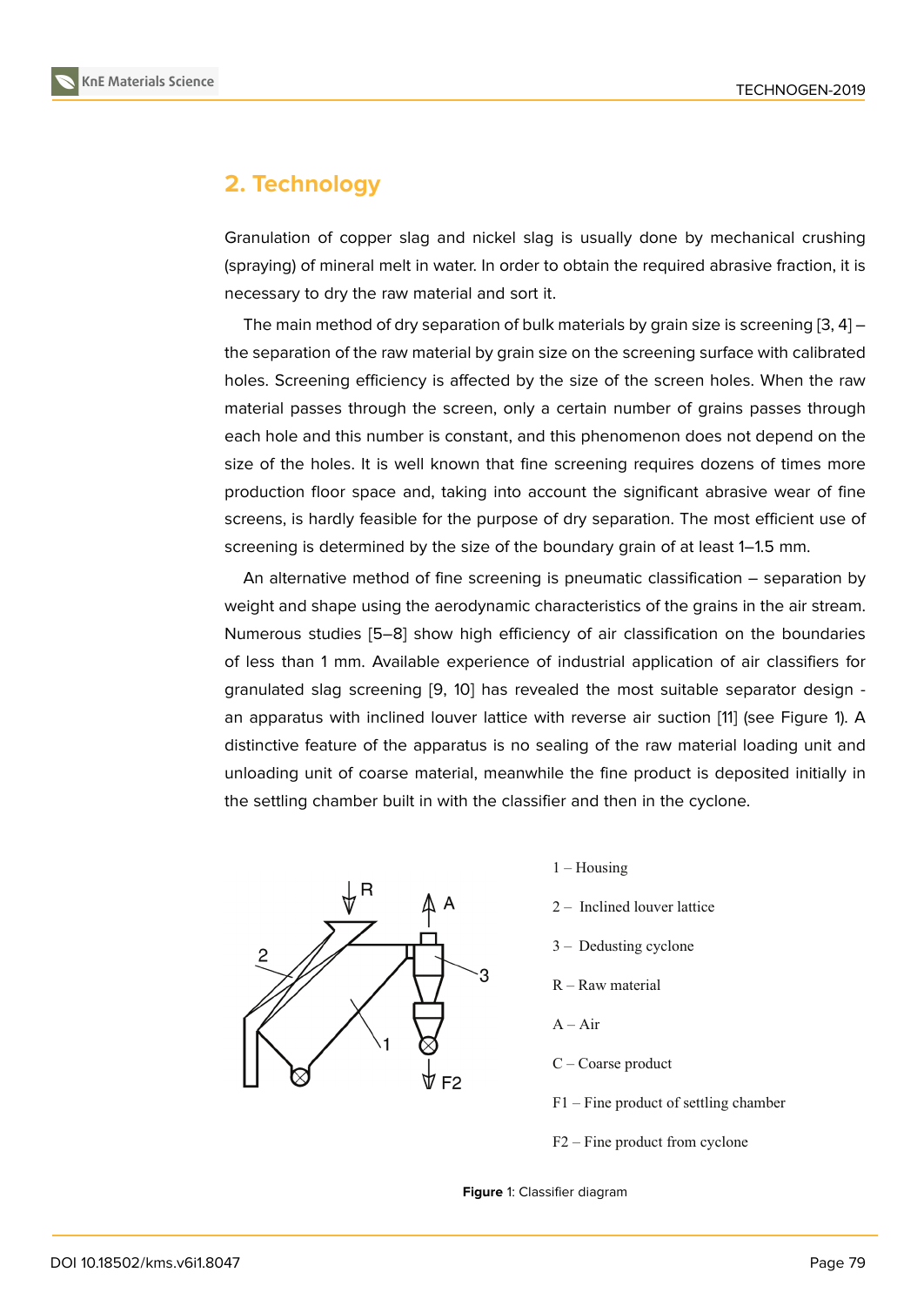## 2. Technology

Granulation of copper slag and nickel slag is usually done by mechanical crushing (spraying) of mineral melt in water. In order to obtain the required abrasive fraction, it is necessary to dry the raw material and sort it.

The main method of dry separation of bulk materials by grain size is screening [3, 4] – the separation of the raw material by grain size on the screening surface with calibrated holes. Screening efficiency is affected by the size of the screen holes. When the raw material passes through the screen, only a certain number of grains passes through each hole and this number is constant, and this phenomenon does not depend on the size of the holes. It is well known that fine screening requires dozens of times more production floor space and, taking into account the significant abrasive wear of fine screens, is hardly feasible for the purpose of dry separation. The most efficient use of screening is determined by the size of the boundary grain of at least 1–1.5 mm.

An alternative method of fine screening is pneumatic classification – separation by weight and shape using the aerodynamic characteristics of the grains in the air stream. Numerous studies [5–8] show high efficiency of air classification on the boundaries of less than 1 mm. Available experience of industrial application of air classifiers for granulated slag screening [9, 10] has revealed the most suitable separator design - an apparatus with inclined louver lattice with reverse air suction [11] (see Figure 1). A distinctive feature of the apparatus is no sealing of the raw material loading unit and unloading unit of coarse material, meanwhile the fine product is deposited initially in the settling chamber built in with the classifier and then in the cyclone.

1 – Housing

2 – Inclined louver lattice

3 – Dedusting cyclone

R – Raw material

A – Air

C – Coarse product

F1 – Fine product of settling chamber

F2 – Fine product from cyclone

**Figure** 1: Classifier diagram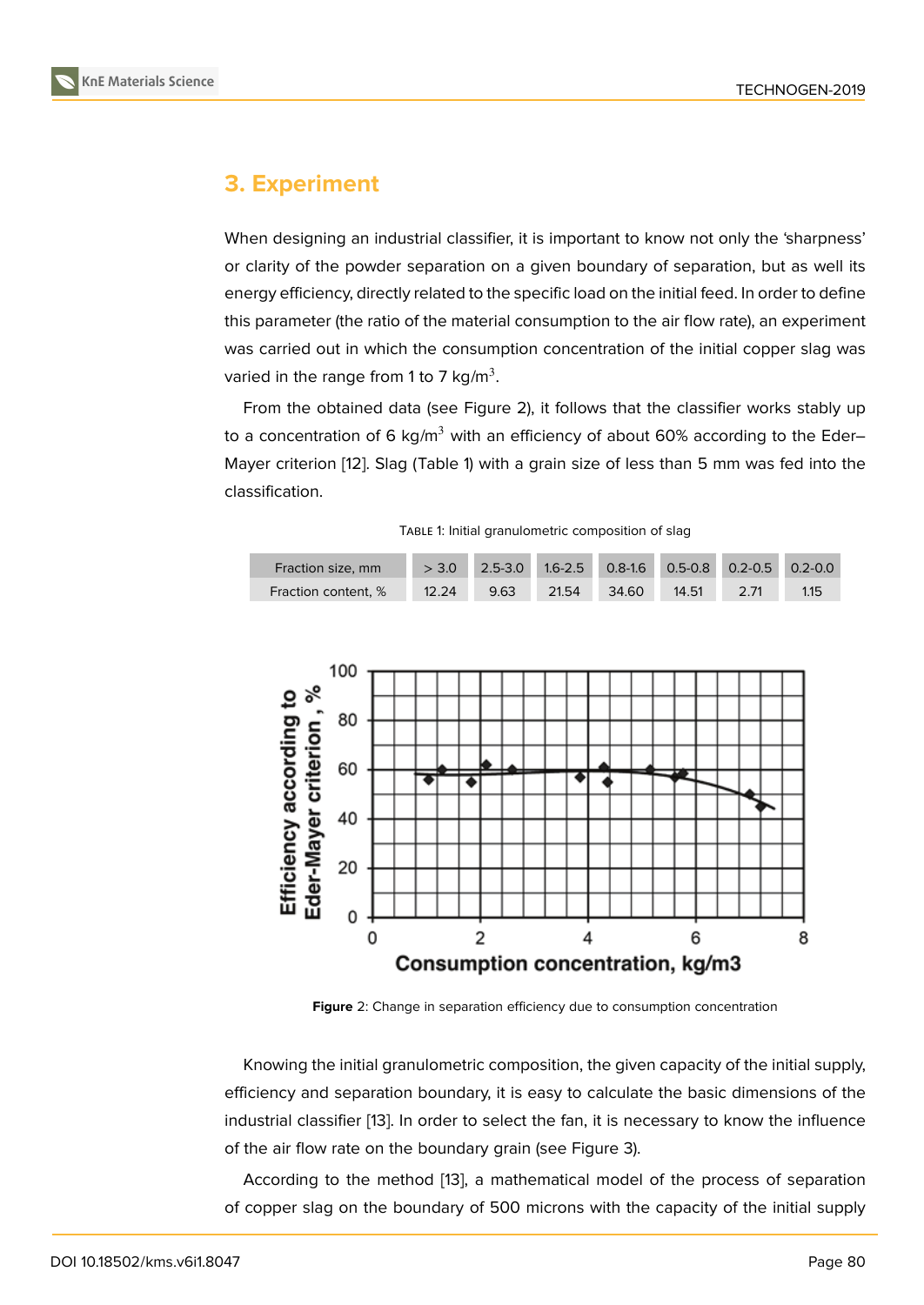## 3. Experiment

When designing an industrial classifier, it is important to know not only the 'sharpness' or clarity of the powder separation on a given boundary of separation, but as well its energy efficiency, directly related to the specific load on the initial feed. In order to define this parameter (the ratio of the material consumption to the air flow rate), an experiment was carried out in which the consumption concentration of the initial copper slag was varied in the range from 1 to 7 kg/m$^3$.

From the obtained data (see Figure 2), it follows that the classifier works stably up to a concentration of 6 kg/m$^3$ with an efficiency of about 60% according to the Eder–Mayer criterion [12]. Slag (Table 1) with a grain size of less than 5 mm was fed into the classification.

Table 1: Initial granulometric composition of slag

| Fraction size, mm | > 3.0 | 2.5-3.0 | 1.6-2.5 | 0.8-1.6 | 0.5-0.8 | 0.2-0.5 | 0.2-0.0 |
|---|---|---|---|---|---|---|---|
| Fraction content, % | 12.24 | 9.63 | 21.54 | 34.60 | 14.51 | 2.71 | 1.15 |

**Figure** 2: Change in separation efficiency due to consumption concentration

Knowing the initial granulometric composition, the given capacity of the initial supply, efficiency and separation boundary, it is easy to calculate the basic dimensions of the industrial classifier [13]. In order to select the fan, it is necessary to know the influence of the air flow rate on the boundary grain (see Figure 3).

According to the method [13], a mathematical model of the process of separation of copper slag on the boundary of 500 microns with the capacity of the initial supply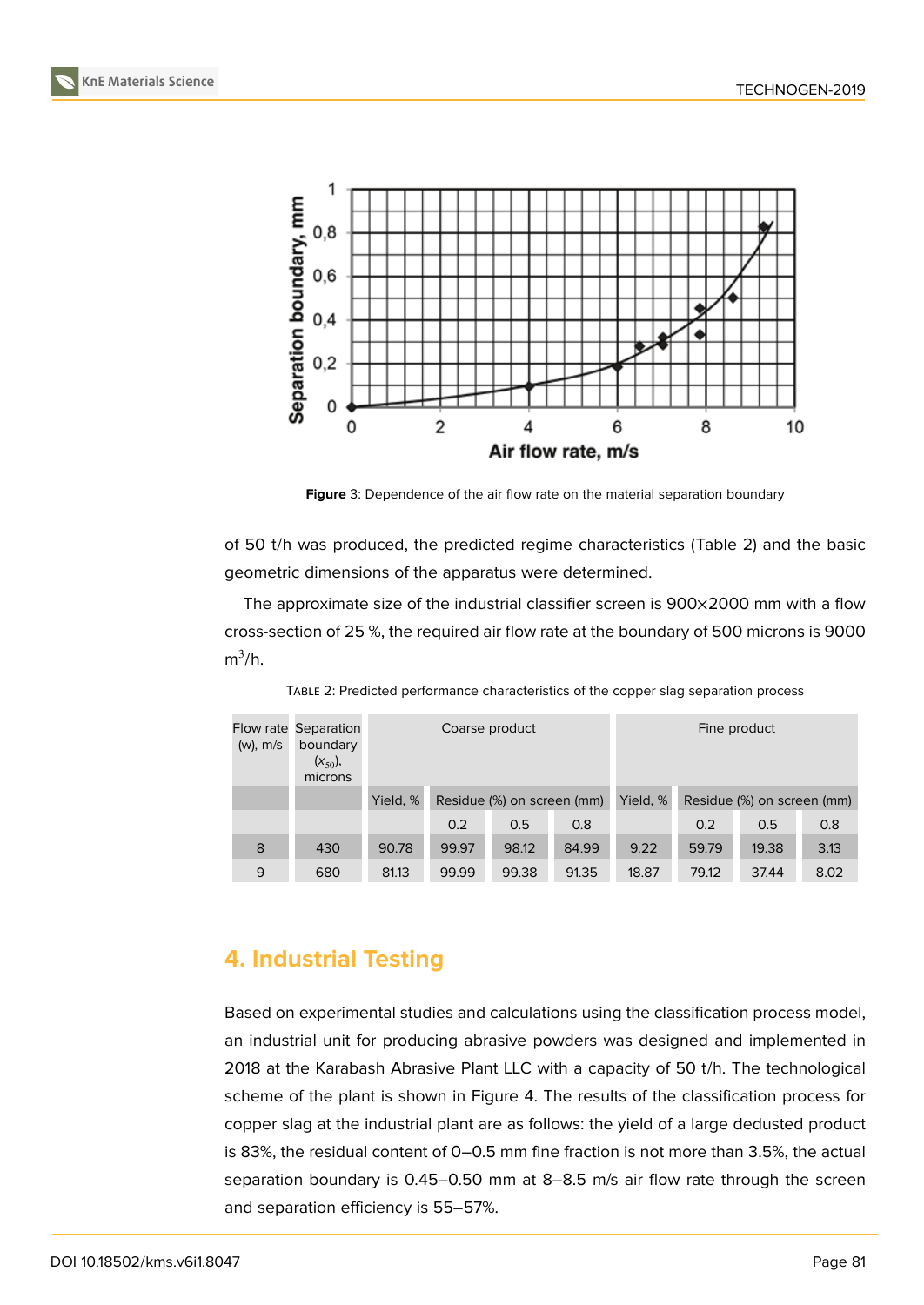Figure 3: Dependence of the air flow rate on the material separation boundary

of 50 t/h was produced, the predicted regime characteristics (Table 2) and the basic geometric dimensions of the apparatus were determined.

The approximate size of the industrial classifier screen is 900×2000 mm with a flow cross-section of 25 %, the required air flow rate at the boundary of 500 microns is 9000 $m^3$/h.

Table 2: Predicted performance characteristics of the copper slag separation process

| Flow rate (w), m/s | Separation boundary ($x_{50}$), microns | Coarse product | | | | Fine product | | | |
|---|---|---|---|---|---|---|---|---|---|
| | | Yield, % | Residue (%) on screen (mm) | | | Yield, % | Residue (%) on screen (mm) | | |
| | | | 0.2 | 0.5 | 0.8 | | 0.2 | 0.5 | 0.8 |
| 8 | 430 | 90.78 | 99.97 | 98.12 | 84.99 | 9.22 | 59.79 | 19.38 | 3.13 |
| 9 | 680 | 81.13 | 99.99 | 99.38 | 91.35 | 18.87 | 79.12 | 37.44 | 8.02 |

## 4. Industrial Testing

Based on experimental studies and calculations using the classification process model, an industrial unit for producing abrasive powders was designed and implemented in 2018 at the Karabash Abrasive Plant LLC with a capacity of 50 t/h. The technological scheme of the plant is shown in Figure 4. The results of the classification process for copper slag at the industrial plant are as follows: the yield of a large dedusted product is 83%, the residual content of 0–0.5 mm fine fraction is not more than 3.5%, the actual separation boundary is 0.45–0.50 mm at 8–8.5 m/s air flow rate through the screen and separation efficiency is 55–57%.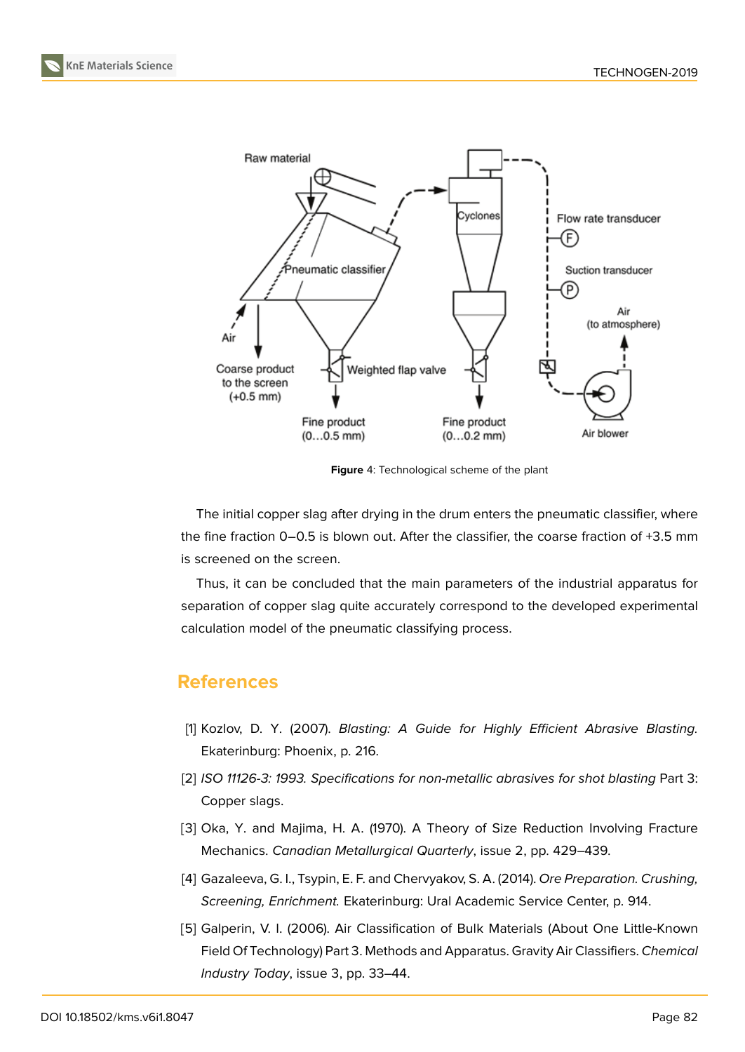Figure 4: Technological scheme of the plant

The initial copper slag after drying in the drum enters the pneumatic classifier, where the fine fraction 0–0.5 is blown out. After the classifier, the coarse fraction of +3.5 mm is screened on the screen.

Thus, it can be concluded that the main parameters of the industrial apparatus for separation of copper slag quite accurately correspond to the developed experimental calculation model of the pneumatic classifying process.

## References

[1] Kozlov, D. Y. (2007). *Blasting: A Guide for Highly Efficient Abrasive Blasting.* Ekaterinburg: Phoenix, p. 216.

[2] *ISO 11126-3: 1993. Specifications for non-metallic abrasives for shot blasting* Part 3: Copper slags.

[3] Oka, Y. and Majima, H. A. (1970). A Theory of Size Reduction Involving Fracture Mechanics. *Canadian Metallurgical Quarterly*, issue 2, pp. 429–439.

[4] Gazaleeva, G. I., Tsypin, E. F. and Chervyakov, S. A. (2014). *Ore Preparation. Crushing, Screening, Enrichment.* Ekaterinburg: Ural Academic Service Center, p. 914.

[5] Galperin, V. I. (2006). Air Classification of Bulk Materials (About One Little-Known Field Of Technology) Part 3. Methods and Apparatus. Gravity Air Classifiers. *Chemical Industry Today*, issue 3, pp. 33–44.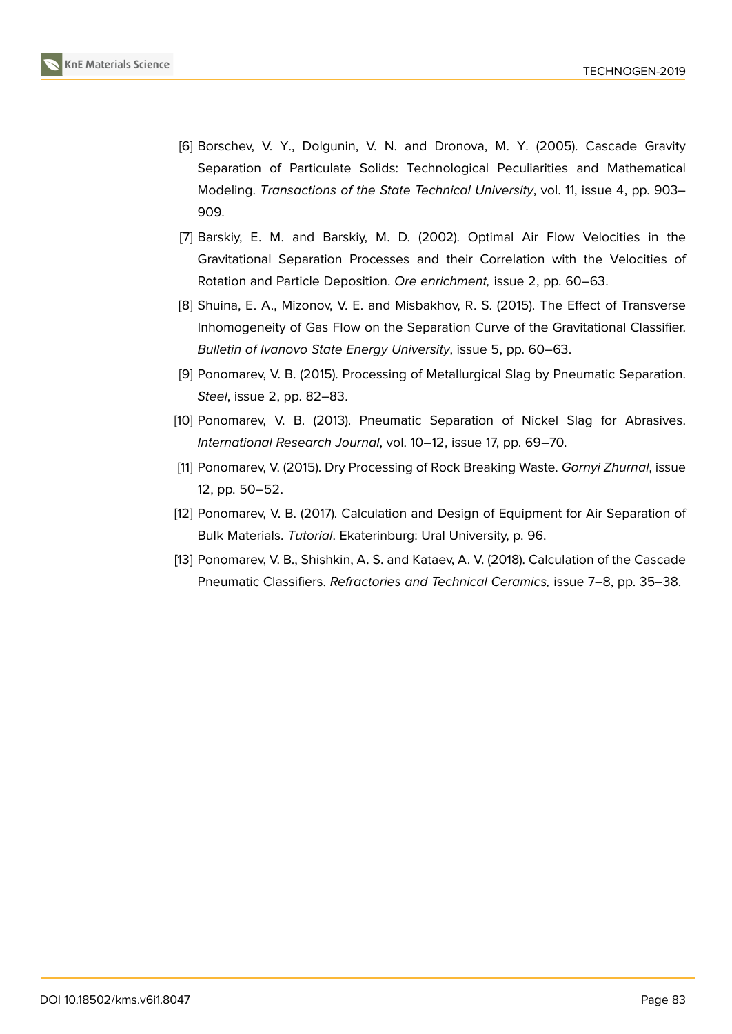[6] Borschev, V. Y., Dolgunin, V. N. and Dronova, M. Y. (2005). Cascade Gravity Separation of Particulate Solids: Technological Peculiarities and Mathematical Modeling. *Transactions of the State Technical University*, vol. 11, issue 4, pp. 903–909.

[7] Barskiy, E. M. and Barskiy, M. D. (2002). Optimal Air Flow Velocities in the Gravitational Separation Processes and their Correlation with the Velocities of Rotation and Particle Deposition. *Ore enrichment,* issue 2, pp. 60–63.

[8] Shuina, E. A., Mizonov, V. E. and Misbakhov, R. S. (2015). The Effect of Transverse Inhomogeneity of Gas Flow on the Separation Curve of the Gravitational Classifier. *Bulletin of Ivanovo State Energy University*, issue 5, pp. 60–63.

[9] Ponomarev, V. B. (2015). Processing of Metallurgical Slag by Pneumatic Separation. *Steel*, issue 2, pp. 82–83.

[10] Ponomarev, V. B. (2013). Pneumatic Separation of Nickel Slag for Abrasives. *International Research Journal*, vol. 10–12, issue 17, pp. 69–70.

[11] Ponomarev, V. (2015). Dry Processing of Rock Breaking Waste. *Gornyi Zhurnal*, issue 12, pp. 50–52.

[12] Ponomarev, V. B. (2017). Calculation and Design of Equipment for Air Separation of Bulk Materials. *Tutorial*. Ekaterinburg: Ural University, p. 96.

[13] Ponomarev, V. B., Shishkin, A. S. and Kataev, A. V. (2018). Calculation of the Cascade Pneumatic Classifiers. *Refractories and Technical Ceramics,* issue 7–8, pp. 35–38.